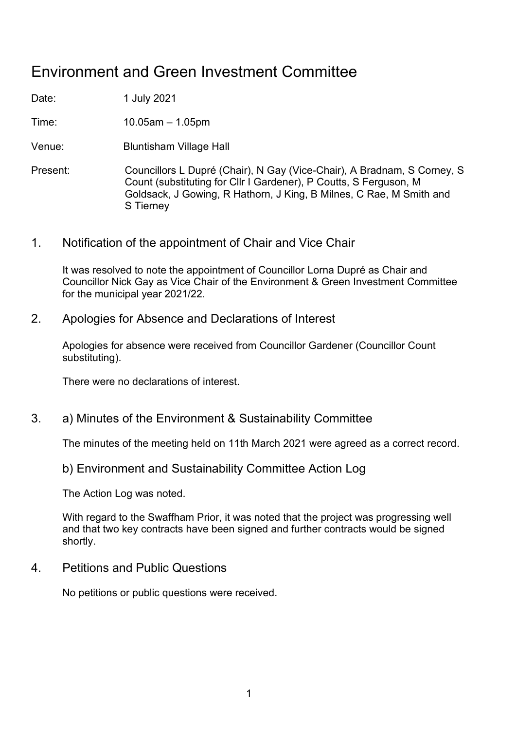# Environment and Green Investment Committee

Date: 1 July 2021

Time: 10.05am – 1.05pm

Venue: Bluntisham Village Hall

Present: Councillors L Dupré (Chair), N Gay (Vice-Chair), A Bradnam, S Corney, S Count (substituting for Cllr I Gardener), P Coutts, S Ferguson, M Goldsack, J Gowing, R Hathorn, J King, B Milnes, C Rae, M Smith and S Tierney

## 1. Notification of the appointment of Chair and Vice Chair

It was resolved to note the appointment of Councillor Lorna Dupré as Chair and Councillor Nick Gay as Vice Chair of the Environment & Green Investment Committee for the municipal year 2021/22.

## 2. Apologies for Absence and Declarations of Interest

Apologies for absence were received from Councillor Gardener (Councillor Count substituting).

There were no declarations of interest.

## 3. a) Minutes of the Environment & Sustainability Committee

The minutes of the meeting held on 11th March 2021 were agreed as a correct record.

### b) Environment and Sustainability Committee Action Log

The Action Log was noted.

With regard to the Swaffham Prior, it was noted that the project was progressing well and that two key contracts have been signed and further contracts would be signed shortly.

## 4. Petitions and Public Questions

No petitions or public questions were received.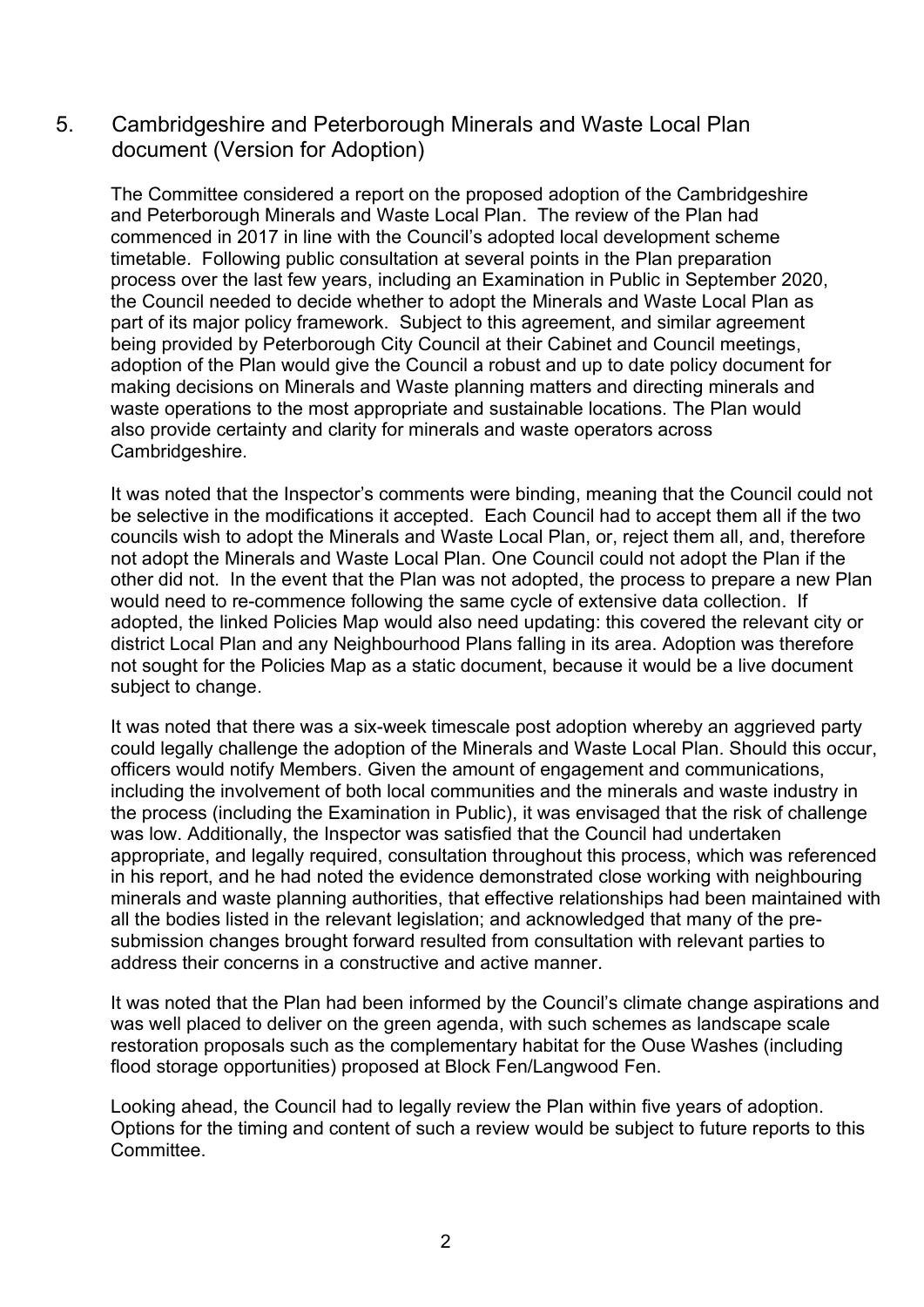## 5. Cambridgeshire and Peterborough Minerals and Waste Local Plan document (Version for Adoption)

The Committee considered a report on the proposed adoption of the Cambridgeshire and Peterborough Minerals and Waste Local Plan. The review of the Plan had commenced in 2017 in line with the Council's adopted local development scheme timetable. Following public consultation at several points in the Plan preparation process over the last few years, including an Examination in Public in September 2020, the Council needed to decide whether to adopt the Minerals and Waste Local Plan as part of its major policy framework. Subject to this agreement, and similar agreement being provided by Peterborough City Council at their Cabinet and Council meetings, adoption of the Plan would give the Council a robust and up to date policy document for making decisions on Minerals and Waste planning matters and directing minerals and waste operations to the most appropriate and sustainable locations. The Plan would also provide certainty and clarity for minerals and waste operators across Cambridgeshire.

It was noted that the Inspector's comments were binding, meaning that the Council could not be selective in the modifications it accepted. Each Council had to accept them all if the two councils wish to adopt the Minerals and Waste Local Plan, or, reject them all, and, therefore not adopt the Minerals and Waste Local Plan. One Council could not adopt the Plan if the other did not. In the event that the Plan was not adopted, the process to prepare a new Plan would need to re-commence following the same cycle of extensive data collection. If adopted, the linked Policies Map would also need updating: this covered the relevant city or district Local Plan and any Neighbourhood Plans falling in its area. Adoption was therefore not sought for the Policies Map as a static document, because it would be a live document subject to change.

It was noted that there was a six-week timescale post adoption whereby an aggrieved party could legally challenge the adoption of the Minerals and Waste Local Plan. Should this occur, officers would notify Members. Given the amount of engagement and communications, including the involvement of both local communities and the minerals and waste industry in the process (including the Examination in Public), it was envisaged that the risk of challenge was low. Additionally, the Inspector was satisfied that the Council had undertaken appropriate, and legally required, consultation throughout this process, which was referenced in his report, and he had noted the evidence demonstrated close working with neighbouring minerals and waste planning authorities, that effective relationships had been maintained with all the bodies listed in the relevant legislation; and acknowledged that many of the pre-submission changes brought forward resulted from consultation with relevant parties to address their concerns in a constructive and active manner.

It was noted that the Plan had been informed by the Council's climate change aspirations and was well placed to deliver on the green agenda, with such schemes as landscape scale restoration proposals such as the complementary habitat for the Ouse Washes (including flood storage opportunities) proposed at Block Fen/Langwood Fen.

Looking ahead, the Council had to legally review the Plan within five years of adoption. Options for the timing and content of such a review would be subject to future reports to this Committee.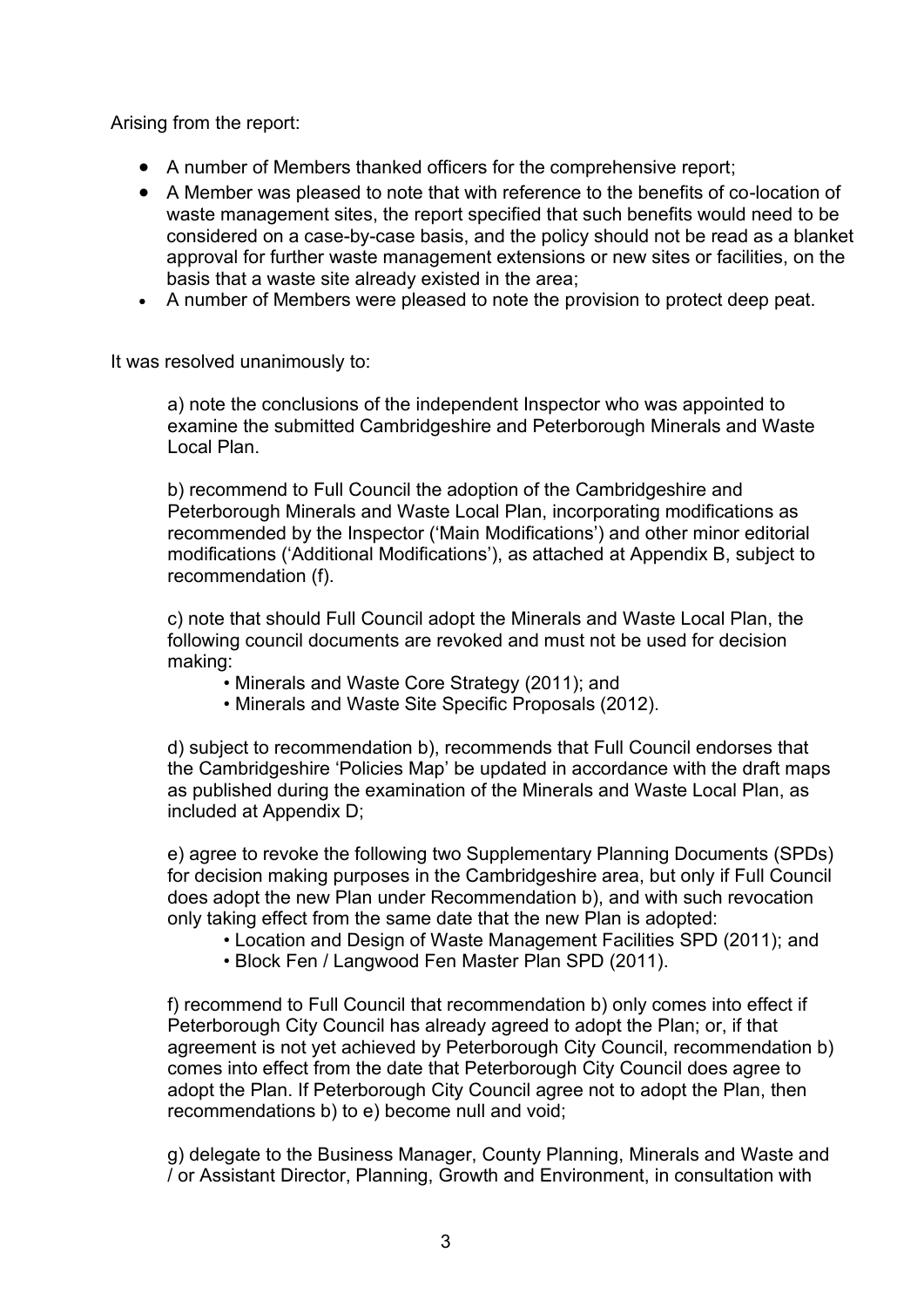Arising from the report:

- A number of Members thanked officers for the comprehensive report;
- A Member was pleased to note that with reference to the benefits of co-location of waste management sites, the report specified that such benefits would need to be considered on a case-by-case basis, and the policy should not be read as a blanket approval for further waste management extensions or new sites or facilities, on the basis that a waste site already existed in the area;
- A number of Members were pleased to note the provision to protect deep peat.

It was resolved unanimously to:

a) note the conclusions of the independent Inspector who was appointed to examine the submitted Cambridgeshire and Peterborough Minerals and Waste Local Plan.

b) recommend to Full Council the adoption of the Cambridgeshire and Peterborough Minerals and Waste Local Plan, incorporating modifications as recommended by the Inspector ('Main Modifications') and other minor editorial modifications ('Additional Modifications'), as attached at Appendix B, subject to recommendation (f).

c) note that should Full Council adopt the Minerals and Waste Local Plan, the following council documents are revoked and must not be used for decision making:

- Minerals and Waste Core Strategy (2011); and
- Minerals and Waste Site Specific Proposals (2012).

d) subject to recommendation b), recommends that Full Council endorses that the Cambridgeshire 'Policies Map' be updated in accordance with the draft maps as published during the examination of the Minerals and Waste Local Plan, as included at Appendix D;

e) agree to revoke the following two Supplementary Planning Documents (SPDs) for decision making purposes in the Cambridgeshire area, but only if Full Council does adopt the new Plan under Recommendation b), and with such revocation only taking effect from the same date that the new Plan is adopted:

- Location and Design of Waste Management Facilities SPD (2011); and
- Block Fen / Langwood Fen Master Plan SPD (2011).

f) recommend to Full Council that recommendation b) only comes into effect if Peterborough City Council has already agreed to adopt the Plan; or, if that agreement is not yet achieved by Peterborough City Council, recommendation b) comes into effect from the date that Peterborough City Council does agree to adopt the Plan. If Peterborough City Council agree not to adopt the Plan, then recommendations b) to e) become null and void;

g) delegate to the Business Manager, County Planning, Minerals and Waste and / or Assistant Director, Planning, Growth and Environment, in consultation with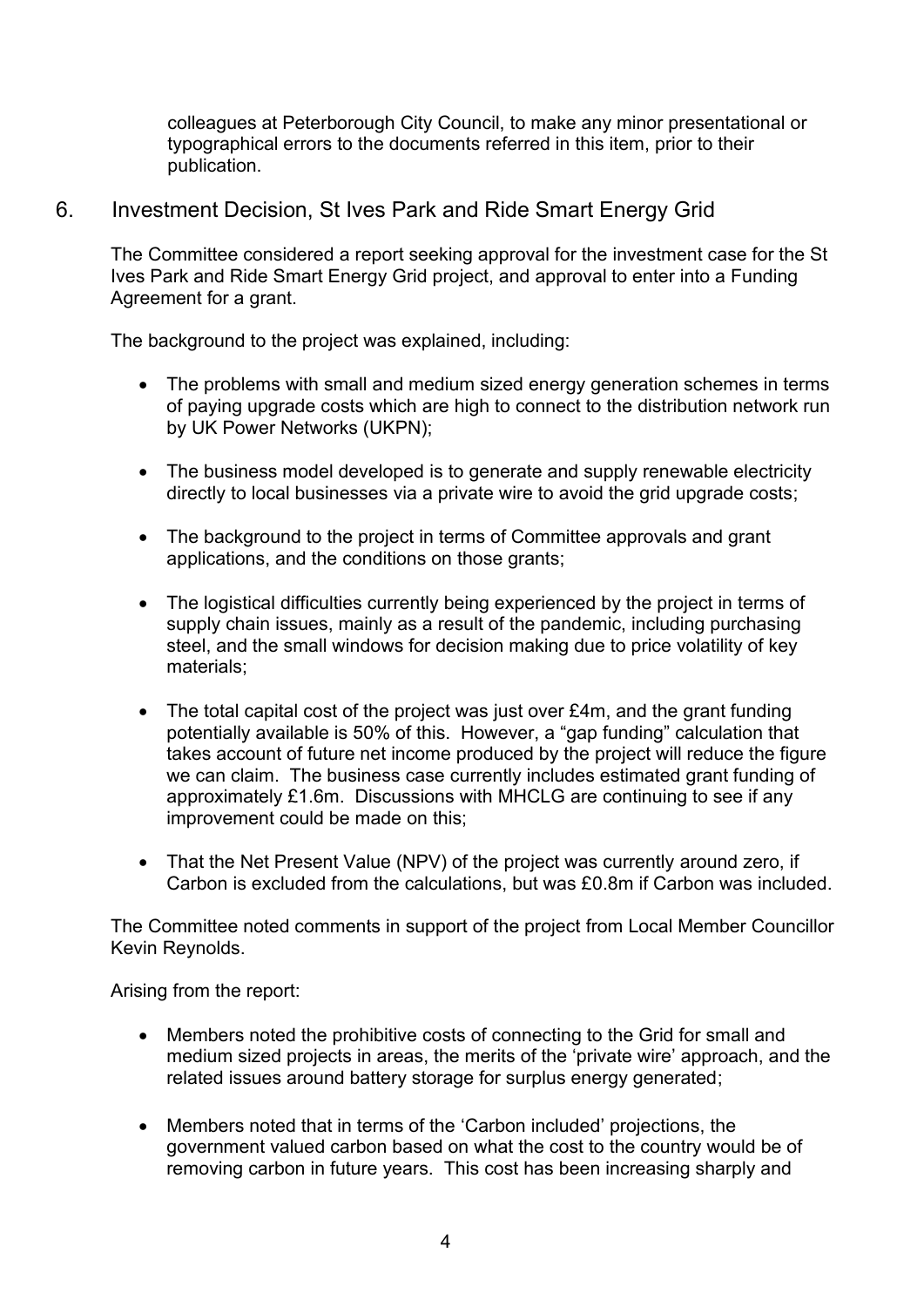colleagues at Peterborough City Council, to make any minor presentational or typographical errors to the documents referred in this item, prior to their publication.

## 6. Investment Decision, St Ives Park and Ride Smart Energy Grid

The Committee considered a report seeking approval for the investment case for the St Ives Park and Ride Smart Energy Grid project, and approval to enter into a Funding Agreement for a grant.

The background to the project was explained, including:

- The problems with small and medium sized energy generation schemes in terms of paying upgrade costs which are high to connect to the distribution network run by UK Power Networks (UKPN);

- The business model developed is to generate and supply renewable electricity directly to local businesses via a private wire to avoid the grid upgrade costs;

- The background to the project in terms of Committee approvals and grant applications, and the conditions on those grants;

- The logistical difficulties currently being experienced by the project in terms of supply chain issues, mainly as a result of the pandemic, including purchasing steel, and the small windows for decision making due to price volatility of key materials;

- The total capital cost of the project was just over £4m, and the grant funding potentially available is 50% of this. However, a "gap funding" calculation that takes account of future net income produced by the project will reduce the figure we can claim. The business case currently includes estimated grant funding of approximately £1.6m. Discussions with MHCLG are continuing to see if any improvement could be made on this;

- That the Net Present Value (NPV) of the project was currently around zero, if Carbon is excluded from the calculations, but was £0.8m if Carbon was included.

The Committee noted comments in support of the project from Local Member Councillor Kevin Reynolds.

Arising from the report:

- Members noted the prohibitive costs of connecting to the Grid for small and medium sized projects in areas, the merits of the 'private wire' approach, and the related issues around battery storage for surplus energy generated;

- Members noted that in terms of the 'Carbon included' projections, the government valued carbon based on what the cost to the country would be of removing carbon in future years. This cost has been increasing sharply and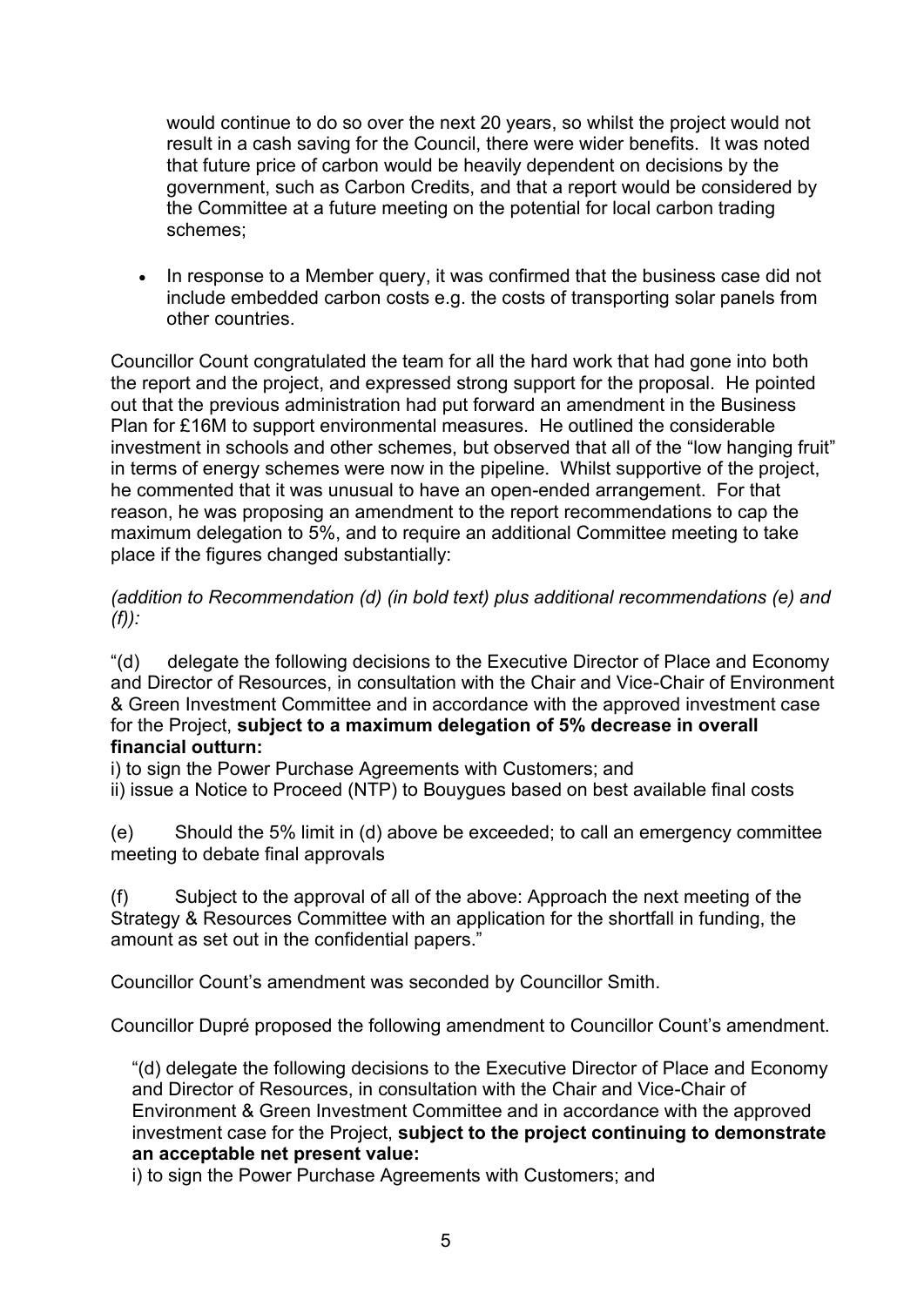would continue to do so over the next 20 years, so whilst the project would not result in a cash saving for the Council, there were wider benefits. It was noted that future price of carbon would be heavily dependent on decisions by the government, such as Carbon Credits, and that a report would be considered by the Committee at a future meeting on the potential for local carbon trading schemes;

- In response to a Member query, it was confirmed that the business case did not include embedded carbon costs e.g. the costs of transporting solar panels from other countries.

Councillor Count congratulated the team for all the hard work that had gone into both the report and the project, and expressed strong support for the proposal. He pointed out that the previous administration had put forward an amendment in the Business Plan for £16M to support environmental measures. He outlined the considerable investment in schools and other schemes, but observed that all of the "low hanging fruit" in terms of energy schemes were now in the pipeline. Whilst supportive of the project, he commented that it was unusual to have an open-ended arrangement. For that reason, he was proposing an amendment to the report recommendations to cap the maximum delegation to 5%, and to require an additional Committee meeting to take place if the figures changed substantially:

*(addition to Recommendation (d) (in bold text) plus additional recommendations (e) and (f)):*

"(d) delegate the following decisions to the Executive Director of Place and Economy and Director of Resources, in consultation with the Chair and Vice-Chair of Environment & Green Investment Committee and in accordance with the approved investment case for the Project, **subject to a maximum delegation of 5% decrease in overall financial outturn:**

i) to sign the Power Purchase Agreements with Customers; and

ii) issue a Notice to Proceed (NTP) to Bouygues based on best available final costs

(e) Should the 5% limit in (d) above be exceeded; to call an emergency committee meeting to debate final approvals

(f) Subject to the approval of all of the above: Approach the next meeting of the Strategy & Resources Committee with an application for the shortfall in funding, the amount as set out in the confidential papers."

Councillor Count's amendment was seconded by Councillor Smith.

Councillor Dupré proposed the following amendment to Councillor Count's amendment.

"(d) delegate the following decisions to the Executive Director of Place and Economy and Director of Resources, in consultation with the Chair and Vice-Chair of Environment & Green Investment Committee and in accordance with the approved investment case for the Project, **subject to the project continuing to demonstrate an acceptable net present value:**

i) to sign the Power Purchase Agreements with Customers; and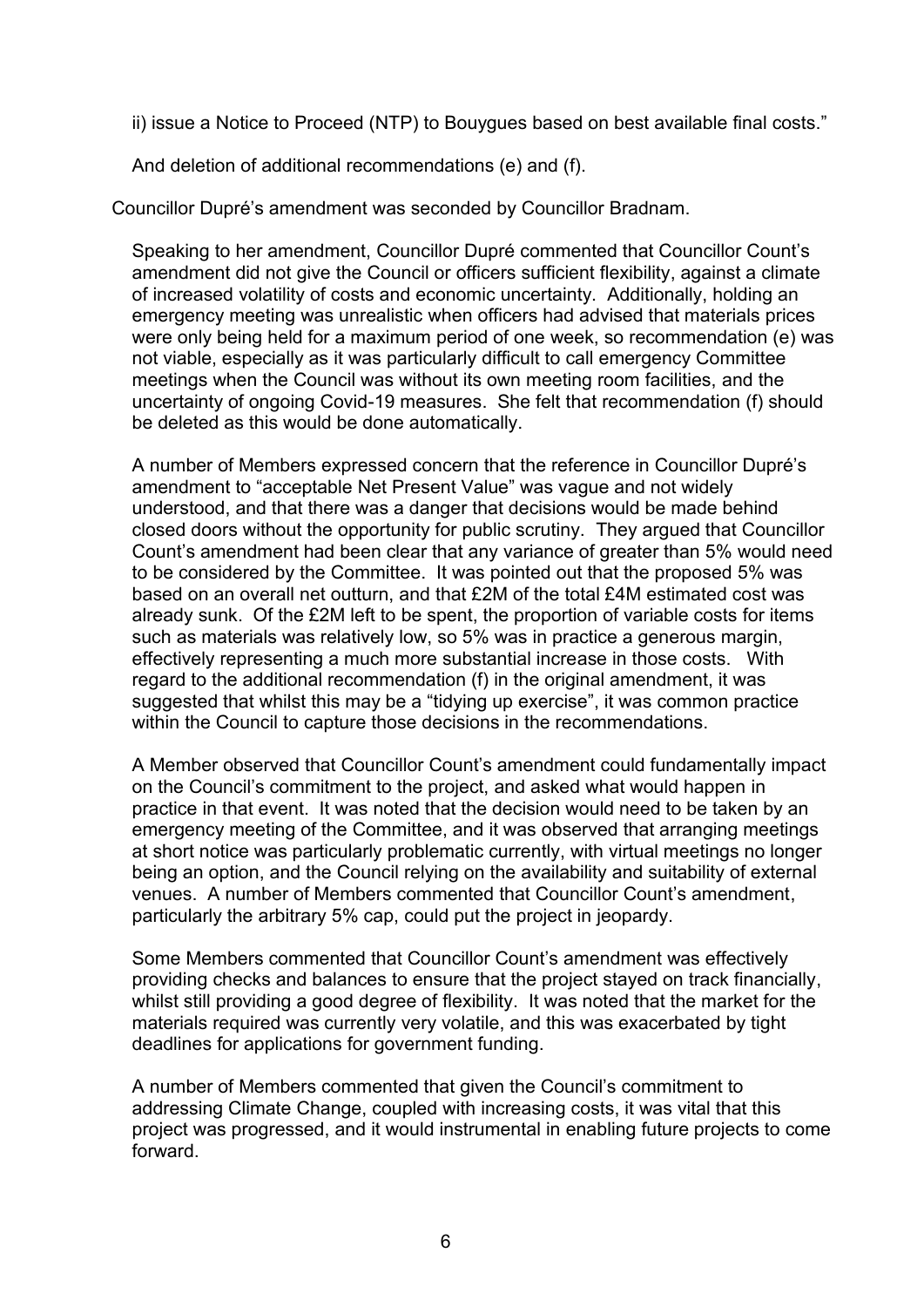ii) issue a Notice to Proceed (NTP) to Bouygues based on best available final costs."

And deletion of additional recommendations (e) and (f).

Councillor Dupré's amendment was seconded by Councillor Bradnam.

Speaking to her amendment, Councillor Dupré commented that Councillor Count's amendment did not give the Council or officers sufficient flexibility, against a climate of increased volatility of costs and economic uncertainty. Additionally, holding an emergency meeting was unrealistic when officers had advised that materials prices were only being held for a maximum period of one week, so recommendation (e) was not viable, especially as it was particularly difficult to call emergency Committee meetings when the Council was without its own meeting room facilities, and the uncertainty of ongoing Covid-19 measures. She felt that recommendation (f) should be deleted as this would be done automatically.

A number of Members expressed concern that the reference in Councillor Dupré's amendment to "acceptable Net Present Value" was vague and not widely understood, and that there was a danger that decisions would be made behind closed doors without the opportunity for public scrutiny. They argued that Councillor Count's amendment had been clear that any variance of greater than 5% would need to be considered by the Committee. It was pointed out that the proposed 5% was based on an overall net outturn, and that £2M of the total £4M estimated cost was already sunk. Of the £2M left to be spent, the proportion of variable costs for items such as materials was relatively low, so 5% was in practice a generous margin, effectively representing a much more substantial increase in those costs. With regard to the additional recommendation (f) in the original amendment, it was suggested that whilst this may be a "tidying up exercise", it was common practice within the Council to capture those decisions in the recommendations.

A Member observed that Councillor Count's amendment could fundamentally impact on the Council's commitment to the project, and asked what would happen in practice in that event. It was noted that the decision would need to be taken by an emergency meeting of the Committee, and it was observed that arranging meetings at short notice was particularly problematic currently, with virtual meetings no longer being an option, and the Council relying on the availability and suitability of external venues. A number of Members commented that Councillor Count's amendment, particularly the arbitrary 5% cap, could put the project in jeopardy.

Some Members commented that Councillor Count's amendment was effectively providing checks and balances to ensure that the project stayed on track financially, whilst still providing a good degree of flexibility. It was noted that the market for the materials required was currently very volatile, and this was exacerbated by tight deadlines for applications for government funding.

A number of Members commented that given the Council's commitment to addressing Climate Change, coupled with increasing costs, it was vital that this project was progressed, and it would instrumental in enabling future projects to come forward.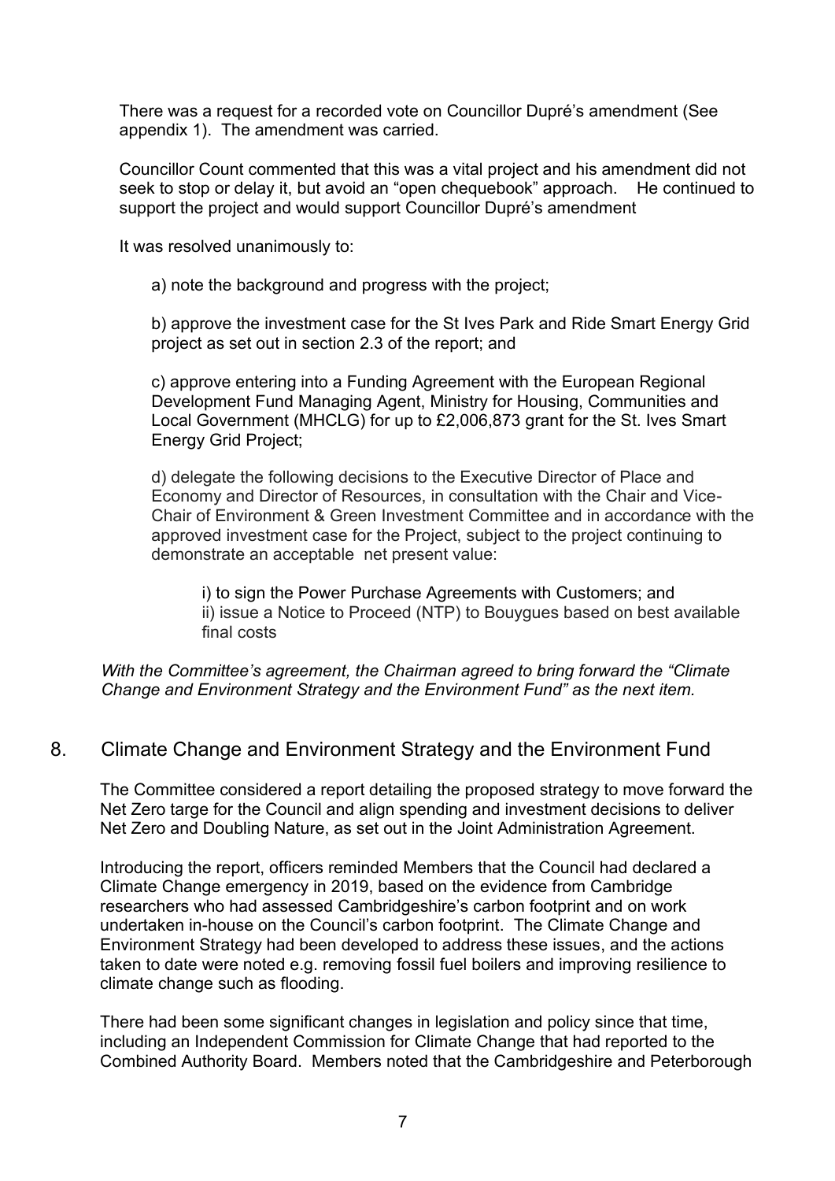There was a request for a recorded vote on Councillor Dupré's amendment (See appendix 1). The amendment was carried.

Councillor Count commented that this was a vital project and his amendment did not seek to stop or delay it, but avoid an "open chequebook" approach. He continued to support the project and would support Councillor Dupré's amendment

It was resolved unanimously to:

a) note the background and progress with the project;

b) approve the investment case for the St Ives Park and Ride Smart Energy Grid project as set out in section 2.3 of the report; and

c) approve entering into a Funding Agreement with the European Regional Development Fund Managing Agent, Ministry for Housing, Communities and Local Government (MHCLG) for up to £2,006,873 grant for the St. Ives Smart Energy Grid Project;

d) delegate the following decisions to the Executive Director of Place and Economy and Director of Resources, in consultation with the Chair and Vice-Chair of Environment & Green Investment Committee and in accordance with the approved investment case for the Project, subject to the project continuing to demonstrate an acceptable net present value:

i) to sign the Power Purchase Agreements with Customers; and
ii) issue a Notice to Proceed (NTP) to Bouygues based on best available final costs

*With the Committee's agreement, the Chairman agreed to bring forward the "Climate Change and Environment Strategy and the Environment Fund" as the next item.*

## 8. Climate Change and Environment Strategy and the Environment Fund

The Committee considered a report detailing the proposed strategy to move forward the Net Zero targe for the Council and align spending and investment decisions to deliver Net Zero and Doubling Nature, as set out in the Joint Administration Agreement.

Introducing the report, officers reminded Members that the Council had declared a Climate Change emergency in 2019, based on the evidence from Cambridge researchers who had assessed Cambridgeshire's carbon footprint and on work undertaken in-house on the Council's carbon footprint. The Climate Change and Environment Strategy had been developed to address these issues, and the actions taken to date were noted e.g. removing fossil fuel boilers and improving resilience to climate change such as flooding.

There had been some significant changes in legislation and policy since that time, including an Independent Commission for Climate Change that had reported to the Combined Authority Board. Members noted that the Cambridgeshire and Peterborough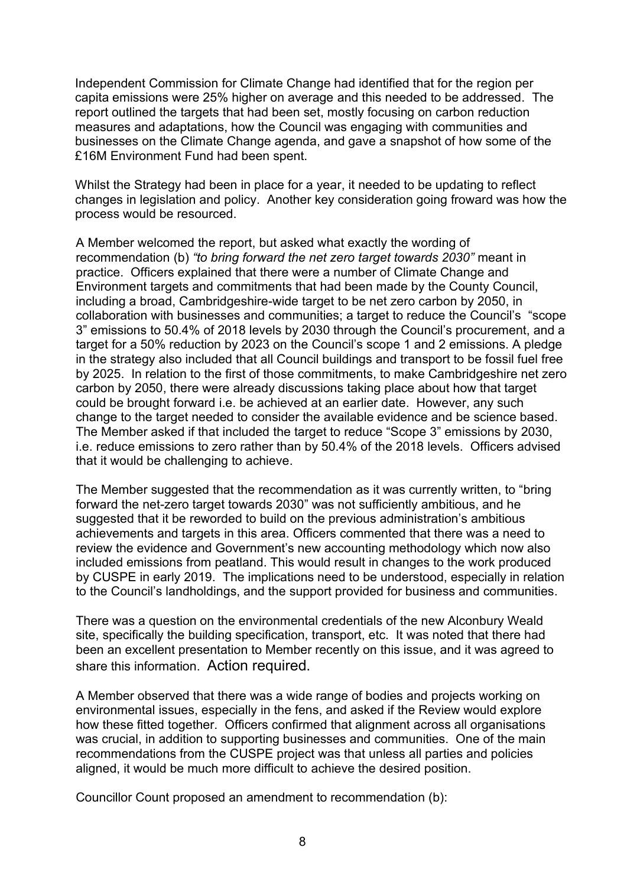Independent Commission for Climate Change had identified that for the region per capita emissions were 25% higher on average and this needed to be addressed. The report outlined the targets that had been set, mostly focusing on carbon reduction measures and adaptations, how the Council was engaging with communities and businesses on the Climate Change agenda, and gave a snapshot of how some of the £16M Environment Fund had been spent.

Whilst the Strategy had been in place for a year, it needed to be updating to reflect changes in legislation and policy. Another key consideration going froward was how the process would be resourced.

A Member welcomed the report, but asked what exactly the wording of recommendation (b) *"to bring forward the net zero target towards 2030"* meant in practice. Officers explained that there were a number of Climate Change and Environment targets and commitments that had been made by the County Council, including a broad, Cambridgeshire-wide target to be net zero carbon by 2050, in collaboration with businesses and communities; a target to reduce the Council's "scope 3" emissions to 50.4% of 2018 levels by 2030 through the Council's procurement, and a target for a 50% reduction by 2023 on the Council's scope 1 and 2 emissions. A pledge in the strategy also included that all Council buildings and transport to be fossil fuel free by 2025. In relation to the first of those commitments, to make Cambridgeshire net zero carbon by 2050, there were already discussions taking place about how that target could be brought forward i.e. be achieved at an earlier date. However, any such change to the target needed to consider the available evidence and be science based. The Member asked if that included the target to reduce "Scope 3" emissions by 2030, i.e. reduce emissions to zero rather than by 50.4% of the 2018 levels. Officers advised that it would be challenging to achieve.

The Member suggested that the recommendation as it was currently written, to "bring forward the net-zero target towards 2030" was not sufficiently ambitious, and he suggested that it be reworded to build on the previous administration's ambitious achievements and targets in this area. Officers commented that there was a need to review the evidence and Government's new accounting methodology which now also included emissions from peatland. This would result in changes to the work produced by CUSPE in early 2019. The implications need to be understood, especially in relation to the Council's landholdings, and the support provided for business and communities.

There was a question on the environmental credentials of the new Alconbury Weald site, specifically the building specification, transport, etc. It was noted that there had been an excellent presentation to Member recently on this issue, and it was agreed to share this information. Action required.

A Member observed that there was a wide range of bodies and projects working on environmental issues, especially in the fens, and asked if the Review would explore how these fitted together. Officers confirmed that alignment across all organisations was crucial, in addition to supporting businesses and communities. One of the main recommendations from the CUSPE project was that unless all parties and policies aligned, it would be much more difficult to achieve the desired position.

Councillor Count proposed an amendment to recommendation (b):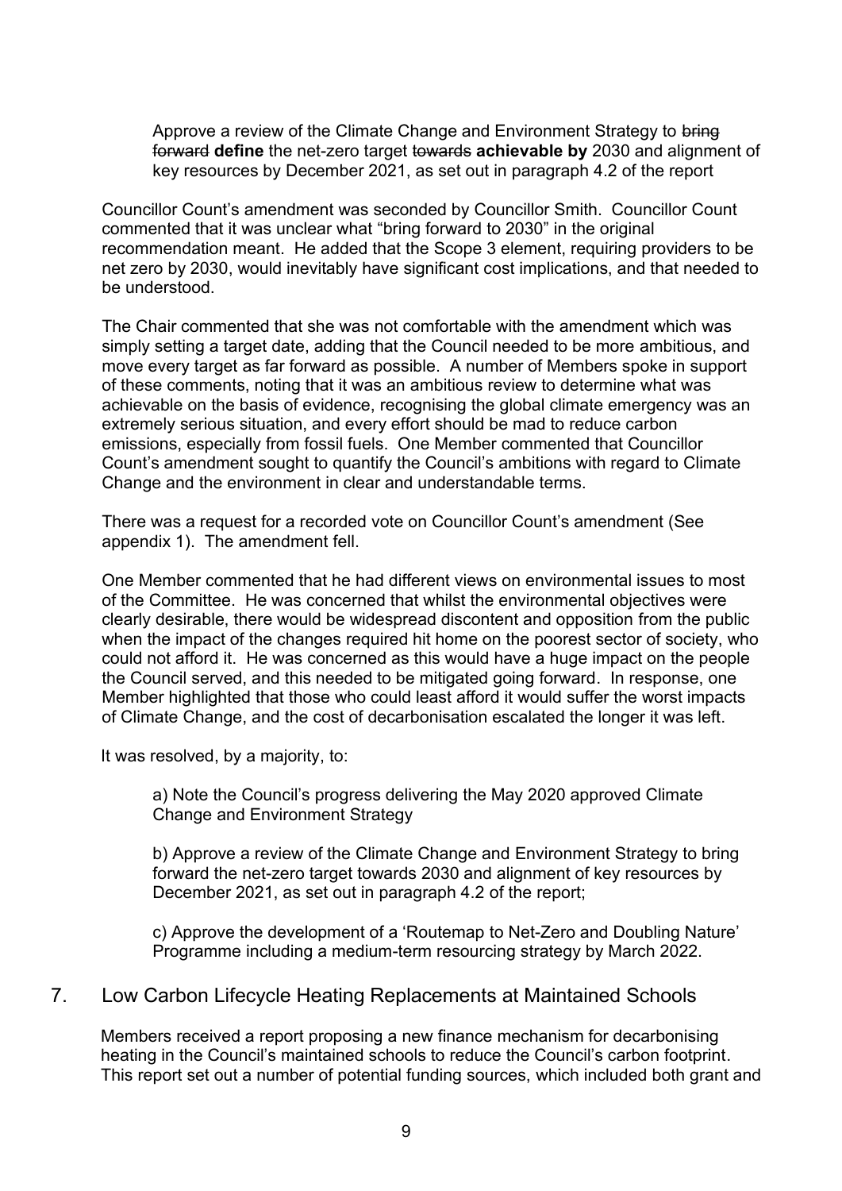Approve a review of the Climate Change and Environment Strategy to ~~bring forward~~ **define** the net-zero target ~~towards~~ **achievable by** 2030 and alignment of key resources by December 2021, as set out in paragraph 4.2 of the report

Councillor Count's amendment was seconded by Councillor Smith. Councillor Count commented that it was unclear what "bring forward to 2030" in the original recommendation meant. He added that the Scope 3 element, requiring providers to be net zero by 2030, would inevitably have significant cost implications, and that needed to be understood.

The Chair commented that she was not comfortable with the amendment which was simply setting a target date, adding that the Council needed to be more ambitious, and move every target as far forward as possible. A number of Members spoke in support of these comments, noting that it was an ambitious review to determine what was achievable on the basis of evidence, recognising the global climate emergency was an extremely serious situation, and every effort should be mad to reduce carbon emissions, especially from fossil fuels. One Member commented that Councillor Count's amendment sought to quantify the Council's ambitions with regard to Climate Change and the environment in clear and understandable terms.

There was a request for a recorded vote on Councillor Count's amendment (See appendix 1). The amendment fell.

One Member commented that he had different views on environmental issues to most of the Committee. He was concerned that whilst the environmental objectives were clearly desirable, there would be widespread discontent and opposition from the public when the impact of the changes required hit home on the poorest sector of society, who could not afford it. He was concerned as this would have a huge impact on the people the Council served, and this needed to be mitigated going forward. In response, one Member highlighted that those who could least afford it would suffer the worst impacts of Climate Change, and the cost of decarbonisation escalated the longer it was left.

It was resolved, by a majority, to:

a) Note the Council's progress delivering the May 2020 approved Climate Change and Environment Strategy

b) Approve a review of the Climate Change and Environment Strategy to bring forward the net-zero target towards 2030 and alignment of key resources by December 2021, as set out in paragraph 4.2 of the report;

c) Approve the development of a 'Routemap to Net-Zero and Doubling Nature' Programme including a medium-term resourcing strategy by March 2022.

## 7. Low Carbon Lifecycle Heating Replacements at Maintained Schools

Members received a report proposing a new finance mechanism for decarbonising heating in the Council's maintained schools to reduce the Council's carbon footprint. This report set out a number of potential funding sources, which included both grant and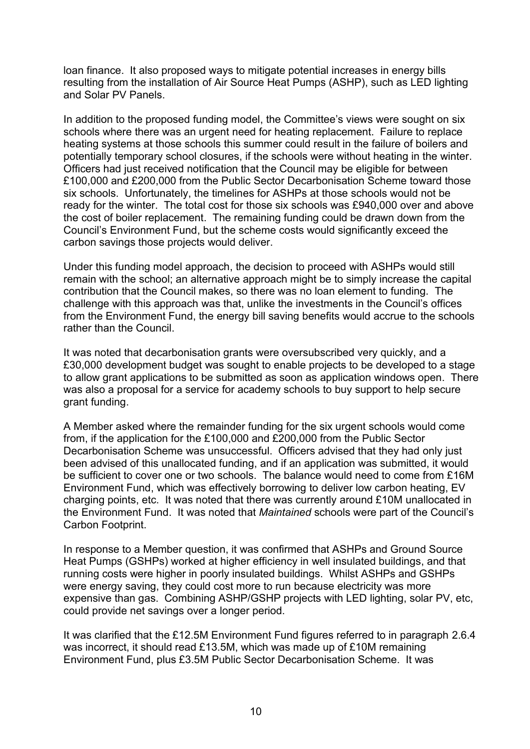loan finance. It also proposed ways to mitigate potential increases in energy bills resulting from the installation of Air Source Heat Pumps (ASHP), such as LED lighting and Solar PV Panels.

In addition to the proposed funding model, the Committee's views were sought on six schools where there was an urgent need for heating replacement. Failure to replace heating systems at those schools this summer could result in the failure of boilers and potentially temporary school closures, if the schools were without heating in the winter. Officers had just received notification that the Council may be eligible for between £100,000 and £200,000 from the Public Sector Decarbonisation Scheme toward those six schools. Unfortunately, the timelines for ASHPs at those schools would not be ready for the winter. The total cost for those six schools was £940,000 over and above the cost of boiler replacement. The remaining funding could be drawn down from the Council's Environment Fund, but the scheme costs would significantly exceed the carbon savings those projects would deliver.

Under this funding model approach, the decision to proceed with ASHPs would still remain with the school; an alternative approach might be to simply increase the capital contribution that the Council makes, so there was no loan element to funding. The challenge with this approach was that, unlike the investments in the Council's offices from the Environment Fund, the energy bill saving benefits would accrue to the schools rather than the Council.

It was noted that decarbonisation grants were oversubscribed very quickly, and a £30,000 development budget was sought to enable projects to be developed to a stage to allow grant applications to be submitted as soon as application windows open. There was also a proposal for a service for academy schools to buy support to help secure grant funding.

A Member asked where the remainder funding for the six urgent schools would come from, if the application for the £100,000 and £200,000 from the Public Sector Decarbonisation Scheme was unsuccessful. Officers advised that they had only just been advised of this unallocated funding, and if an application was submitted, it would be sufficient to cover one or two schools. The balance would need to come from £16M Environment Fund, which was effectively borrowing to deliver low carbon heating, EV charging points, etc. It was noted that there was currently around £10M unallocated in the Environment Fund. It was noted that *Maintained* schools were part of the Council's Carbon Footprint.

In response to a Member question, it was confirmed that ASHPs and Ground Source Heat Pumps (GSHPs) worked at higher efficiency in well insulated buildings, and that running costs were higher in poorly insulated buildings. Whilst ASHPs and GSHPs were energy saving, they could cost more to run because electricity was more expensive than gas. Combining ASHP/GSHP projects with LED lighting, solar PV, etc, could provide net savings over a longer period.

It was clarified that the £12.5M Environment Fund figures referred to in paragraph 2.6.4 was incorrect, it should read £13.5M, which was made up of £10M remaining Environment Fund, plus £3.5M Public Sector Decarbonisation Scheme. It was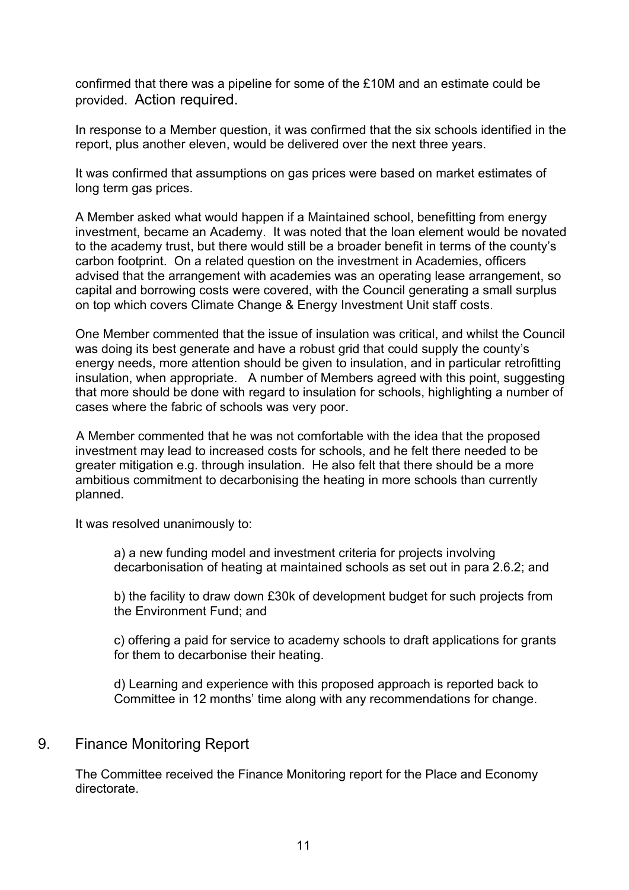confirmed that there was a pipeline for some of the £10M and an estimate could be provided. Action required.

In response to a Member question, it was confirmed that the six schools identified in the report, plus another eleven, would be delivered over the next three years.

It was confirmed that assumptions on gas prices were based on market estimates of long term gas prices.

A Member asked what would happen if a Maintained school, benefitting from energy investment, became an Academy. It was noted that the loan element would be novated to the academy trust, but there would still be a broader benefit in terms of the county's carbon footprint. On a related question on the investment in Academies, officers advised that the arrangement with academies was an operating lease arrangement, so capital and borrowing costs were covered, with the Council generating a small surplus on top which covers Climate Change & Energy Investment Unit staff costs.

One Member commented that the issue of insulation was critical, and whilst the Council was doing its best generate and have a robust grid that could supply the county's energy needs, more attention should be given to insulation, and in particular retrofitting insulation, when appropriate. A number of Members agreed with this point, suggesting that more should be done with regard to insulation for schools, highlighting a number of cases where the fabric of schools was very poor.

A Member commented that he was not comfortable with the idea that the proposed investment may lead to increased costs for schools, and he felt there needed to be greater mitigation e.g. through insulation. He also felt that there should be a more ambitious commitment to decarbonising the heating in more schools than currently planned.

It was resolved unanimously to:

a) a new funding model and investment criteria for projects involving decarbonisation of heating at maintained schools as set out in para 2.6.2; and

b) the facility to draw down £30k of development budget for such projects from the Environment Fund; and

c) offering a paid for service to academy schools to draft applications for grants for them to decarbonise their heating.

d) Learning and experience with this proposed approach is reported back to Committee in 12 months' time along with any recommendations for change.

## 9. Finance Monitoring Report

The Committee received the Finance Monitoring report for the Place and Economy directorate.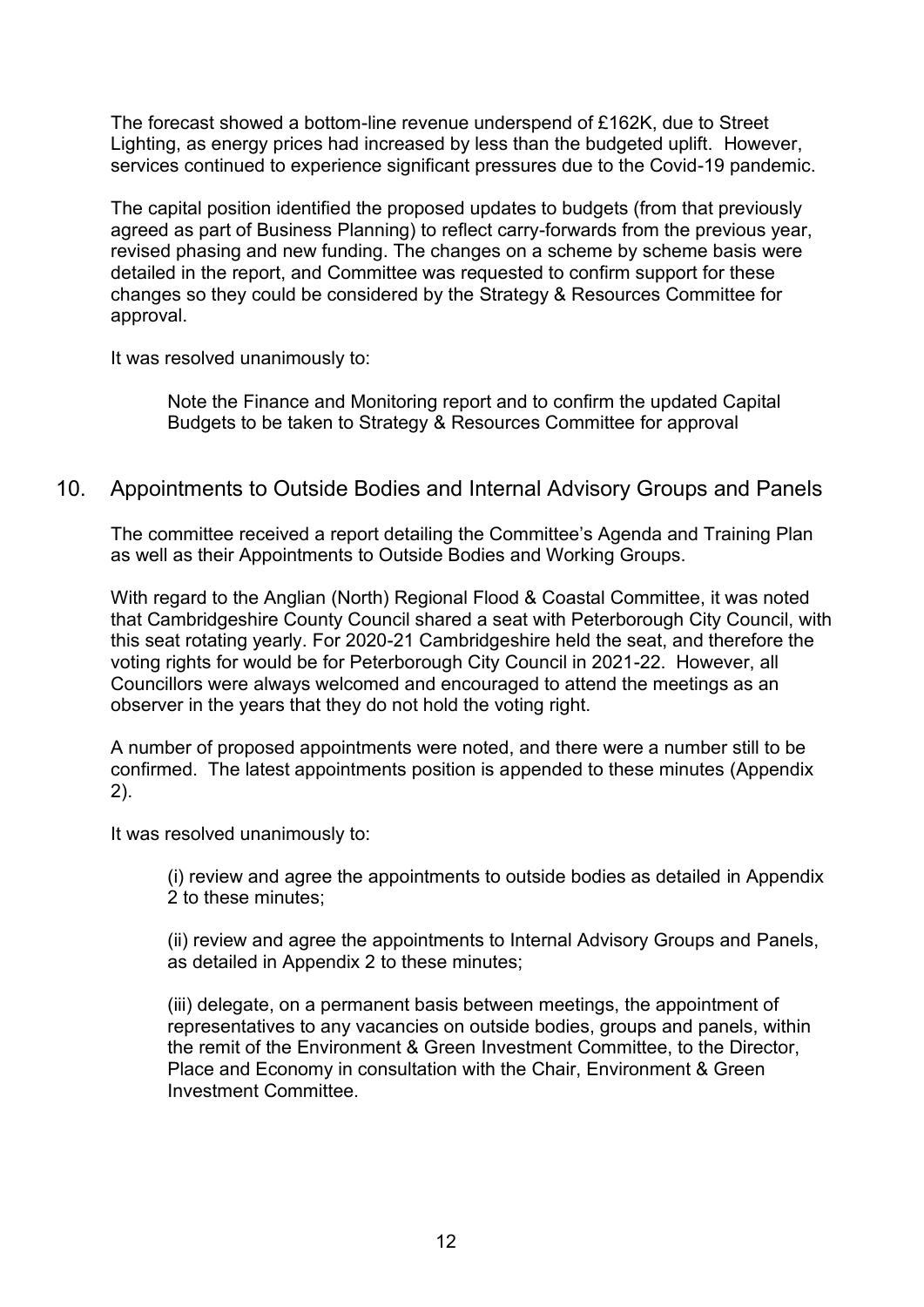The forecast showed a bottom-line revenue underspend of £162K, due to Street Lighting, as energy prices had increased by less than the budgeted uplift. However, services continued to experience significant pressures due to the Covid-19 pandemic.

The capital position identified the proposed updates to budgets (from that previously agreed as part of Business Planning) to reflect carry-forwards from the previous year, revised phasing and new funding. The changes on a scheme by scheme basis were detailed in the report, and Committee was requested to confirm support for these changes so they could be considered by the Strategy & Resources Committee for approval.

It was resolved unanimously to:

> Note the Finance and Monitoring report and to confirm the updated Capital Budgets to be taken to Strategy & Resources Committee for approval

## 10. Appointments to Outside Bodies and Internal Advisory Groups and Panels

The committee received a report detailing the Committee's Agenda and Training Plan as well as their Appointments to Outside Bodies and Working Groups.

With regard to the Anglian (North) Regional Flood & Coastal Committee, it was noted that Cambridgeshire County Council shared a seat with Peterborough City Council, with this seat rotating yearly. For 2020-21 Cambridgeshire held the seat, and therefore the voting rights for would be for Peterborough City Council in 2021-22. However, all Councillors were always welcomed and encouraged to attend the meetings as an observer in the years that they do not hold the voting right.

A number of proposed appointments were noted, and there were a number still to be confirmed. The latest appointments position is appended to these minutes (Appendix 2).

It was resolved unanimously to:

> (i) review and agree the appointments to outside bodies as detailed in Appendix 2 to these minutes;
>
> (ii) review and agree the appointments to Internal Advisory Groups and Panels, as detailed in Appendix 2 to these minutes;
>
> (iii) delegate, on a permanent basis between meetings, the appointment of representatives to any vacancies on outside bodies, groups and panels, within the remit of the Environment & Green Investment Committee, to the Director, Place and Economy in consultation with the Chair, Environment & Green Investment Committee.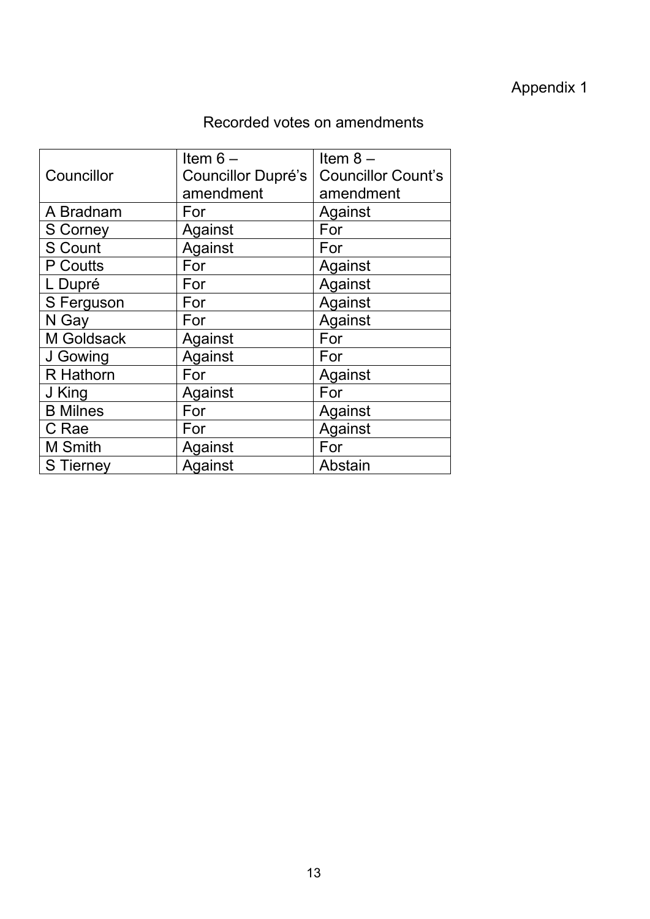Appendix 1

Recorded votes on amendments

| Councillor | Item 6 – Councillor Dupré's amendment | Item 8 – Councillor Count's amendment |
|---|---|---|
| A Bradnam | For | Against |
| S Corney | Against | For |
| S Count | Against | For |
| P Coutts | For | Against |
| L Dupré | For | Against |
| S Ferguson | For | Against |
| N Gay | For | Against |
| M Goldsack | Against | For |
| J Gowing | Against | For |
| R Hathorn | For | Against |
| J King | Against | For |
| B Milnes | For | Against |
| C Rae | For | Against |
| M Smith | Against | For |
| S Tierney | Against | Abstain |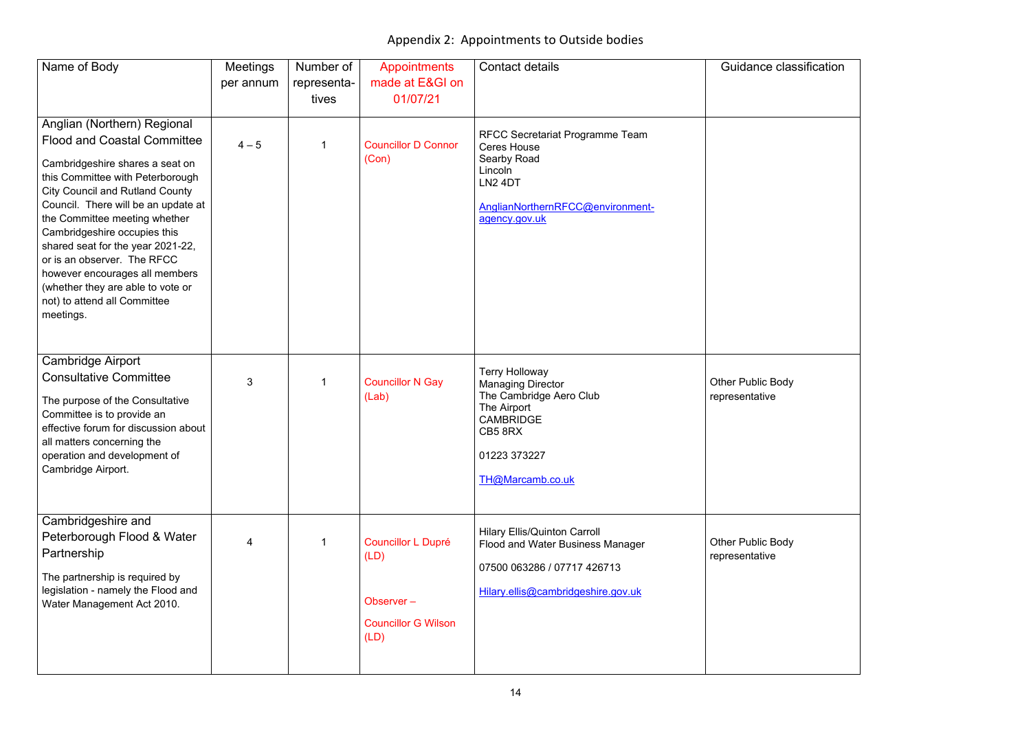# Appendix 2: Appointments to Outside bodies

| Name of Body | Meetings per annum | Number of representa-tives | Appointments made at E&GI on 01/07/21 | Contact details | Guidance classification |
|---|---|---|---|---|---|
| Anglian (Northern) Regional Flood and Coastal Committee<br><br>Cambridgeshire shares a seat on this Committee with Peterborough City Council and Rutland County Council. There will be an update at the Committee meeting whether Cambridgeshire occupies this shared seat for the year 2021-22, or is an observer. The RFCC however encourages all members (whether they are able to vote or not) to attend all Committee meetings. | 4 – 5 | 1 | Councillor D Connor (Con) | RFCC Secretariat Programme Team<br>Ceres House<br>Searby Road<br>Lincoln<br>LN2 4DT<br><br>AnglianNorthernRFCC@environment-agency.gov.uk | |
| Cambridge Airport Consultative Committee<br><br>The purpose of the Consultative Committee is to provide an effective forum for discussion about all matters concerning the operation and development of Cambridge Airport. | 3 | 1 | Councillor N Gay (Lab) | Terry Holloway<br>Managing Director<br>The Cambridge Aero Club<br>The Airport<br>CAMBRIDGE<br>CB5 8RX<br><br>01223 373227<br><br>TH@Marcamb.co.uk | Other Public Body representative |
| Cambridgeshire and Peterborough Flood & Water Partnership<br><br>The partnership is required by legislation - namely the Flood and Water Management Act 2010. | 4 | 1 | Councillor L Dupré (LD)<br><br>Observer –<br><br>Councillor G Wilson (LD) | Hilary Ellis/Quinton Carroll<br>Flood and Water Business Manager<br><br>07500 063286 / 07717 426713<br><br>Hilary.ellis@cambridgeshire.gov.uk | Other Public Body representative |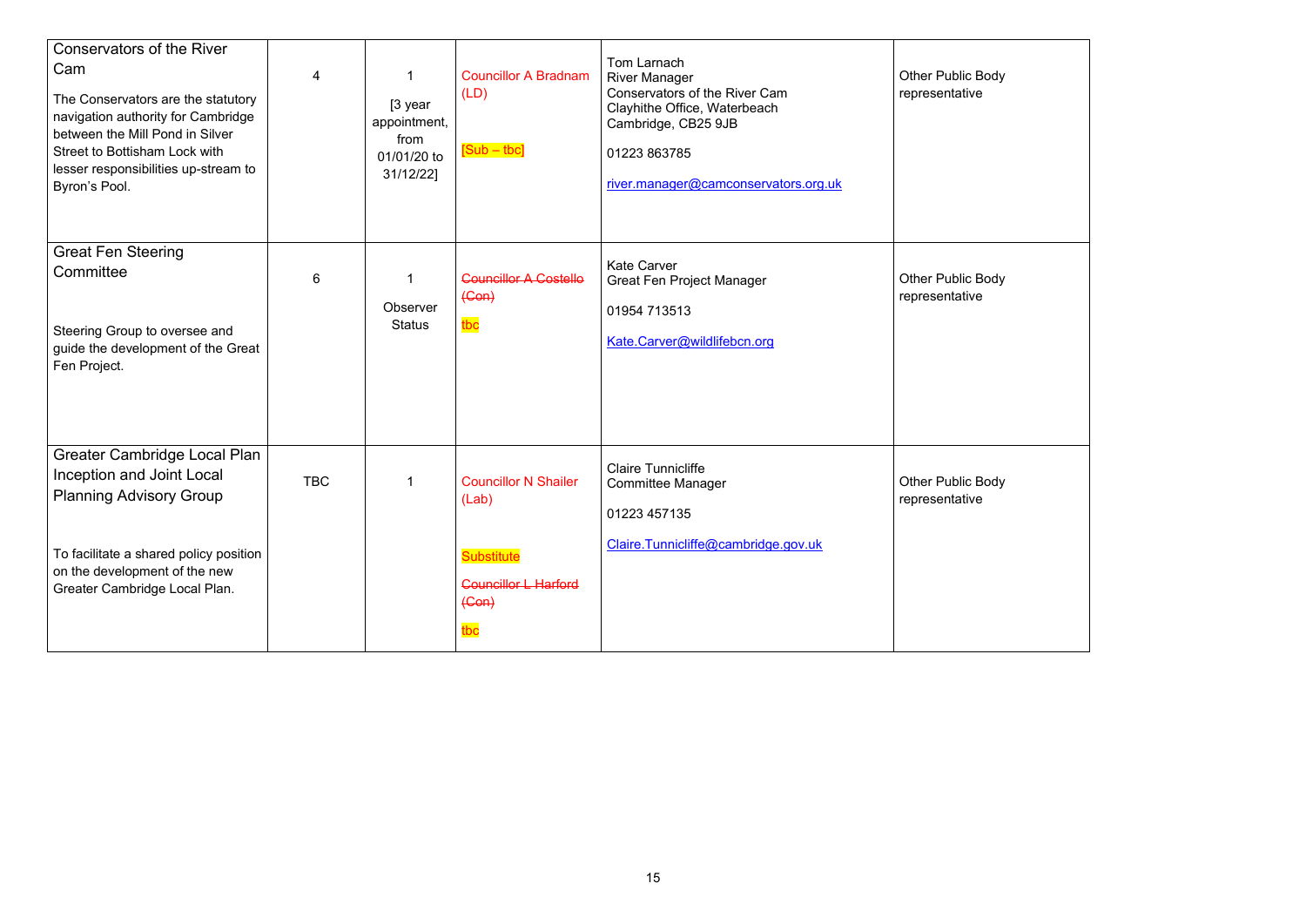| | | | | | |
|---|---|---|---|---|---|
| Conservators of the River Cam<br><br>The Conservators are the statutory navigation authority for Cambridge between the Mill Pond in Silver Street to Bottisham Lock with lesser responsibilities up-stream to Byron's Pool. | 4 | 1<br><br>[3 year appointment, from 01/01/20 to 31/12/22] | Councillor A Bradnam (LD)<br><br>[Sub – tbc] | Tom Larnach<br>River Manager<br>Conservators of the River Cam<br>Clayhithe Office, Waterbeach<br>Cambridge, CB25 9JB<br><br>01223 863785<br><br>river.manager@camconservators.org.uk | Other Public Body representative |
| Great Fen Steering Committee<br><br>Steering Group to oversee and guide the development of the Great Fen Project. | 6 | 1<br><br>Observer Status | ~~Councillor A Costello (Con)~~<br><br>tbc | Kate Carver<br>Great Fen Project Manager<br><br>01954 713513<br><br>Kate.Carver@wildlifebcn.org | Other Public Body representative |
| Greater Cambridge Local Plan Inception and Joint Local Planning Advisory Group<br><br>To facilitate a shared policy position on the development of the new Greater Cambridge Local Plan. | TBC | 1 | Councillor N Shailer (Lab)<br><br>Substitute<br><br>~~Councillor L Harford (Con)~~<br><br>tbc | Claire Tunnicliffe<br>Committee Manager<br><br>01223 457135<br><br>Claire.Tunnicliffe@cambridge.gov.uk | Other Public Body representative |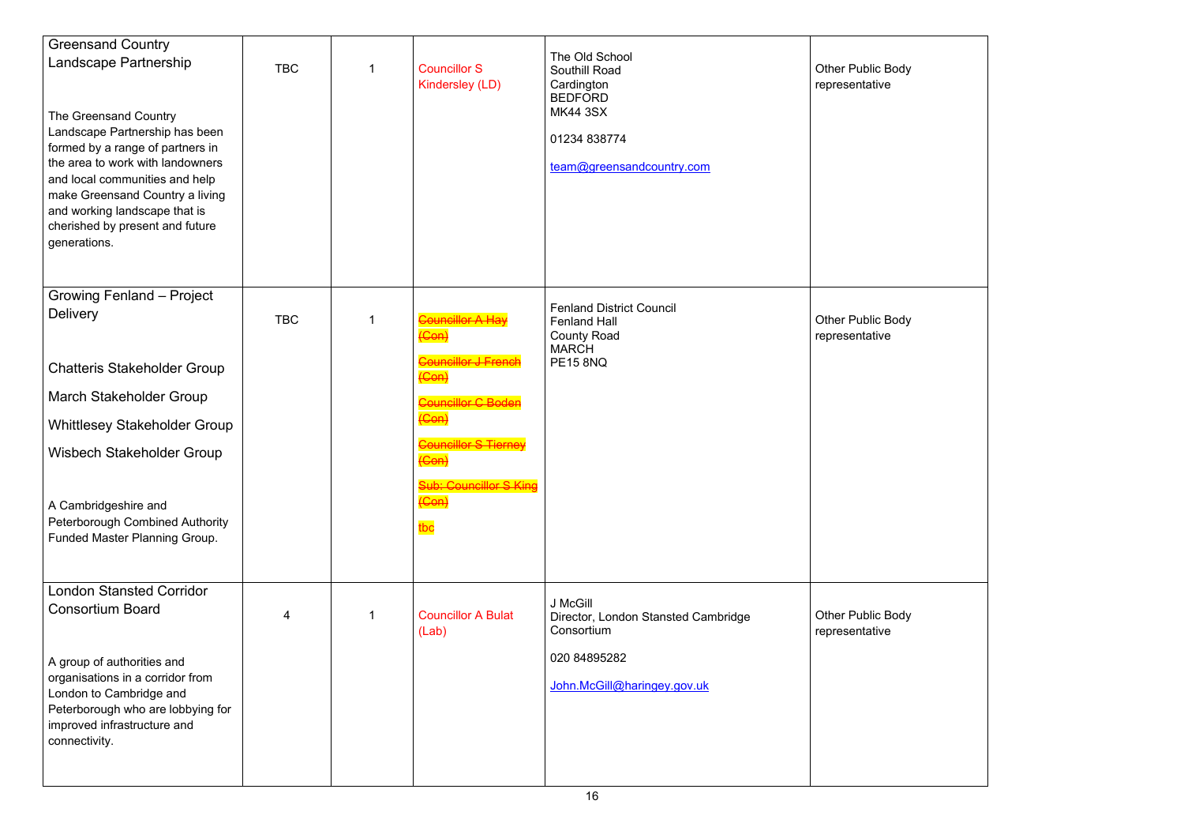| Greensand Country Landscape Partnership<br><br>The Greensand Country Landscape Partnership has been formed by a range of partners in the area to work with landowners and local communities and help make Greensand Country a living and working landscape that is cherished by present and future generations. | TBC | 1 | Councillor S Kindersley (LD) | The Old School<br>Southill Road<br>Cardington<br>BEDFORD<br>MK44 3SX<br><br>01234 838774<br><br>team@greensandcountry.com | Other Public Body representative |
|---|---|---|---|---|---|
| Growing Fenland – Project Delivery<br><br>Chatteris Stakeholder Group<br><br>March Stakeholder Group<br><br>Whittlesey Stakeholder Group<br><br>Wisbech Stakeholder Group<br><br>A Cambridgeshire and Peterborough Combined Authority Funded Master Planning Group. | TBC | 1 | ~~Councillor A Hay (Con)~~<br><br>~~Councillor J French (Con)~~<br><br>~~Councillor C Boden (Con)~~<br><br>~~Councillor S Tierney (Con)~~<br><br>~~Sub: Councillor S King (Con)~~<br><br>tbc | Fenland District Council<br>Fenland Hall<br>County Road<br>MARCH<br>PE15 8NQ | Other Public Body representative |
| London Stansted Corridor Consortium Board<br><br>A group of authorities and organisations in a corridor from London to Cambridge and Peterborough who are lobbying for improved infrastructure and connectivity. | 4 | 1 | Councillor A Bulat (Lab) | J McGill<br>Director, London Stansted Cambridge Consortium<br><br>020 84895282<br><br>John.McGill@haringey.gov.uk | Other Public Body representative |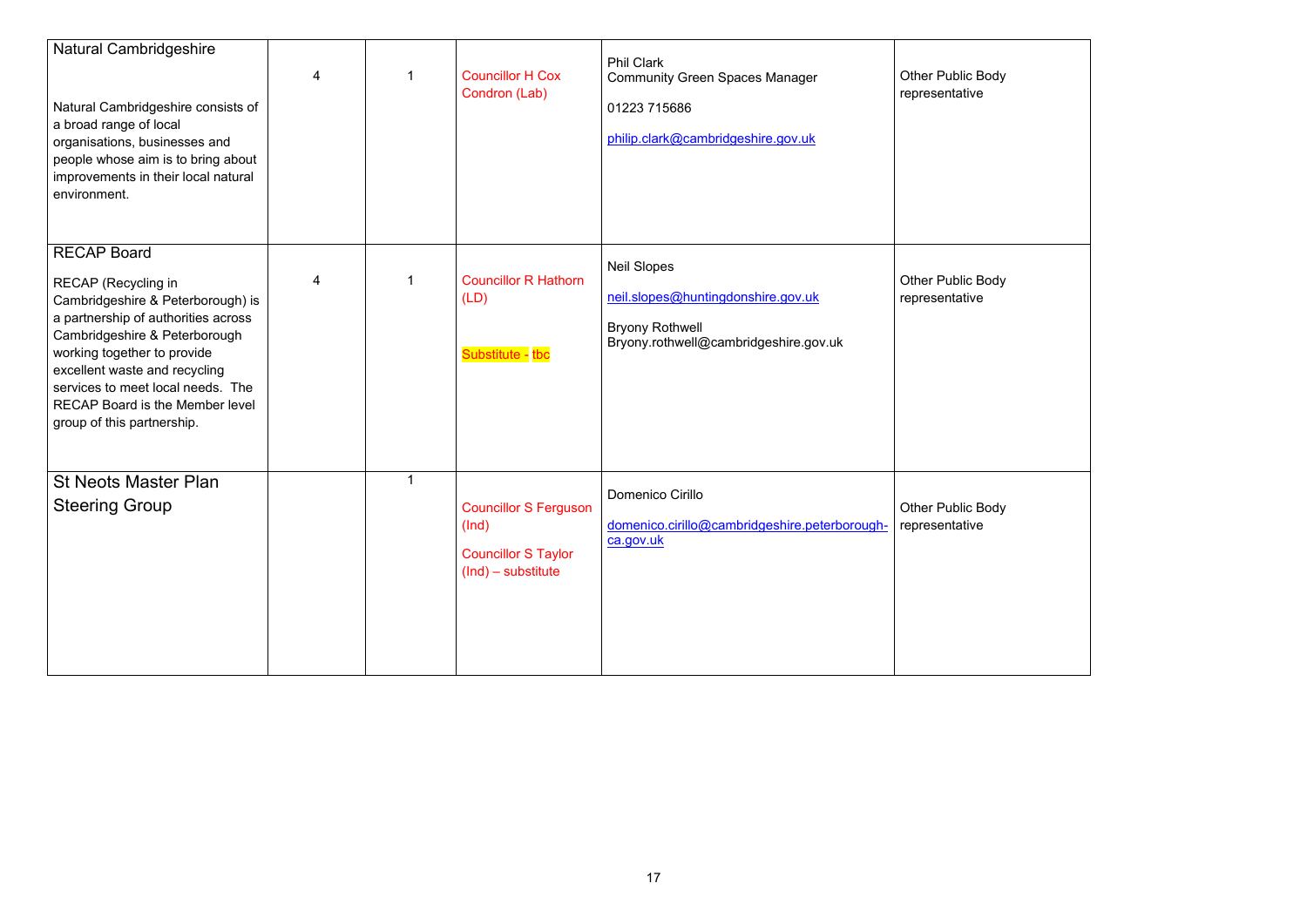| | | | | | |
|---|---|---|---|---|---|
| Natural Cambridgeshire<br><br>Natural Cambridgeshire consists of a broad range of local organisations, businesses and people whose aim is to bring about improvements in their local natural environment. | 4 | 1 | Councillor H Cox Condron (Lab) | Phil Clark<br>Community Green Spaces Manager<br><br>01223 715686<br><br>philip.clark@cambridgeshire.gov.uk | Other Public Body representative |
| RECAP Board<br><br>RECAP (Recycling in Cambridgeshire & Peterborough) is a partnership of authorities across Cambridgeshire & Peterborough working together to provide excellent waste and recycling services to meet local needs. The RECAP Board is the Member level group of this partnership. | 4 | 1 | Councillor R Hathorn (LD)<br><br>Substitute - tbc | Neil Slopes<br><br>neil.slopes@huntingdonshire.gov.uk<br><br>Bryony Rothwell<br>Bryony.rothwell@cambridgeshire.gov.uk | Other Public Body representative |
| St Neots Master Plan Steering Group | | 1 | Councillor S Ferguson (Ind)<br><br>Councillor S Taylor (Ind) – substitute | Domenico Cirillo<br><br>domenico.cirillo@cambridgeshire.peterborough-ca.gov.uk | Other Public Body representative |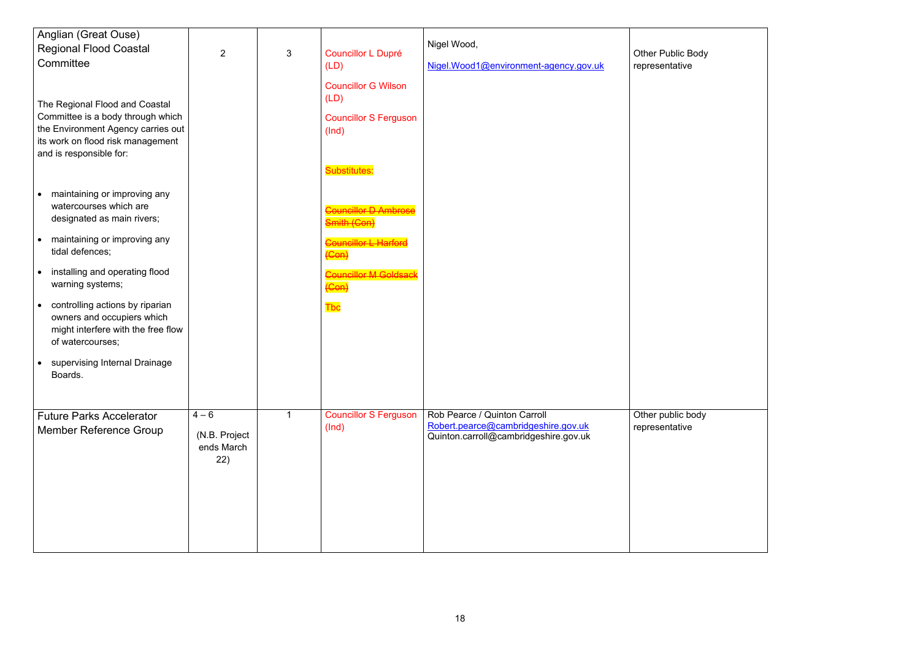| Anglian (Great Ouse) Regional Flood Coastal Committee<br><br>The Regional Flood and Coastal Committee is a body through which the Environment Agency carries out its work on flood risk management and is responsible for:<br><br>• maintaining or improving any watercourses which are designated as main rivers;<br>• maintaining or improving any tidal defences;<br>• installing and operating flood warning systems;<br>• controlling actions by riparian owners and occupiers which might interfere with the free flow of watercourses;<br>• supervising Internal Drainage Boards. | 2 | 3 | Councillor L Dupré (LD)<br><br>Councillor G Wilson (LD)<br><br>Councillor S Ferguson (Ind)<br><br>Substitutes:<br><br>~~Councillor D Ambrose Smith (Con)~~<br><br>~~Councillor L Harford (Con)~~<br><br>~~Councillor M Goldsack (Con)~~<br><br>Tbc | Nigel Wood,<br><br>Nigel.Wood1@environment-agency.gov.uk | Other Public Body representative |
|---|---|---|---|---|---|
| Future Parks Accelerator Member Reference Group | 4 – 6<br><br>(N.B. Project ends March 22) | 1 | Councillor S Ferguson (Ind) | Rob Pearce / Quinton Carroll<br>Robert.pearce@cambridgeshire.gov.uk<br>Quinton.carroll@cambridgeshire.gov.uk | Other public body representative |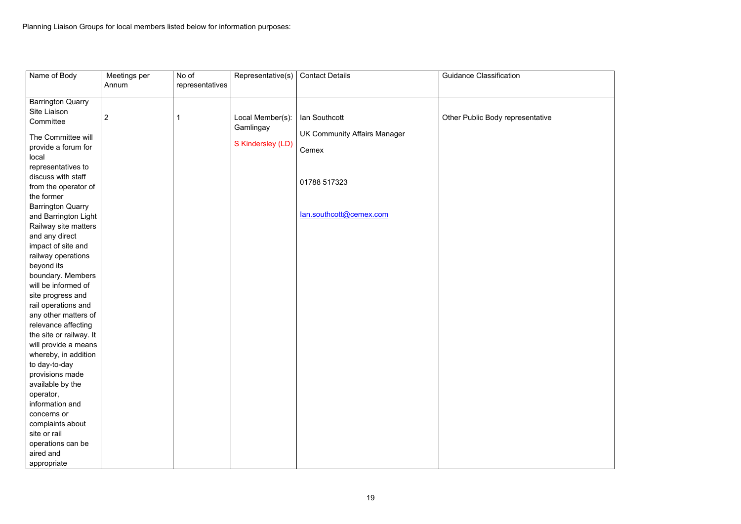Planning Liaison Groups for local members listed below for information purposes:

| Name of Body | Meetings per Annum | No of representatives | Representative(s) | Contact Details | Guidance Classification |
|---|---|---|---|---|---|
| Barrington Quarry Site Liaison Committee<br><br>The Committee will provide a forum for local representatives to discuss with staff from the operator of the former Barrington Quarry and Barrington Light Railway site matters and any direct impact of site and railway operations beyond its boundary. Members will be informed of site progress and rail operations and any other matters of relevance affecting the site or railway. It will provide a means whereby, in addition to day-to-day provisions made available by the operator, information and concerns or complaints about site or rail operations can be aired and appropriate | 2 | 1 | Local Member(s): Gamlingay<br><br>S Kindersley (LD) | Ian Southcott<br><br>UK Community Affairs Manager<br><br>Cemex<br><br>01788 517323<br><br>Ian.southcott@cemex.com | Other Public Body representative |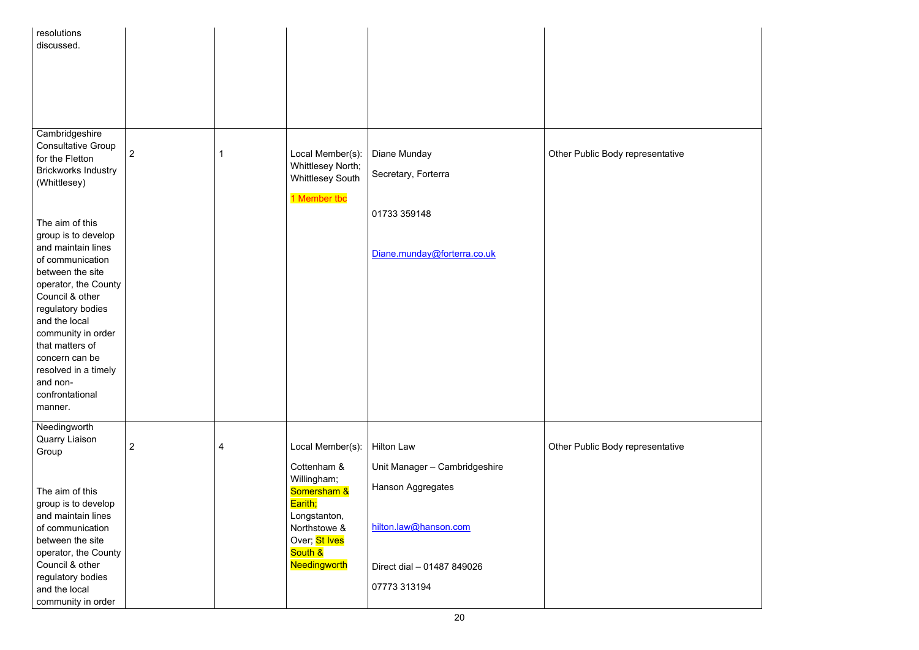| | | | | | |
|---|---|---|---|---|---|
| resolutions discussed. | | | | | |
| Cambridgeshire Consultative Group for the Fletton Brickworks Industry (Whittlesey)<br><br>The aim of this group is to develop and maintain lines of communication between the site operator, the County Council & other regulatory bodies and the local community in order that matters of concern can be resolved in a timely and non-confrontational manner. | 2 | 1 | Local Member(s): Whittlesey North; Whittlesey South<br><br>1 Member tbc | Diane Munday<br><br>Secretary, Forterra<br><br>01733 359148<br><br>Diane.munday@forterra.co.uk | Other Public Body representative |
| Needingworth Quarry Liaison Group<br><br>The aim of this group is to develop and maintain lines of communication between the site operator, the County Council & other regulatory bodies and the local community in order | 2 | 4 | Local Member(s):<br><br>Cottenham & Willingham; Somersham & Earith; Longstanton, Northstowe & Over; St Ives South & Needingworth | Hilton Law<br><br>Unit Manager – Cambridgeshire<br><br>Hanson Aggregates<br><br>hilton.law@hanson.com<br><br>Direct dial – 01487 849026<br><br>07773 313194 | Other Public Body representative |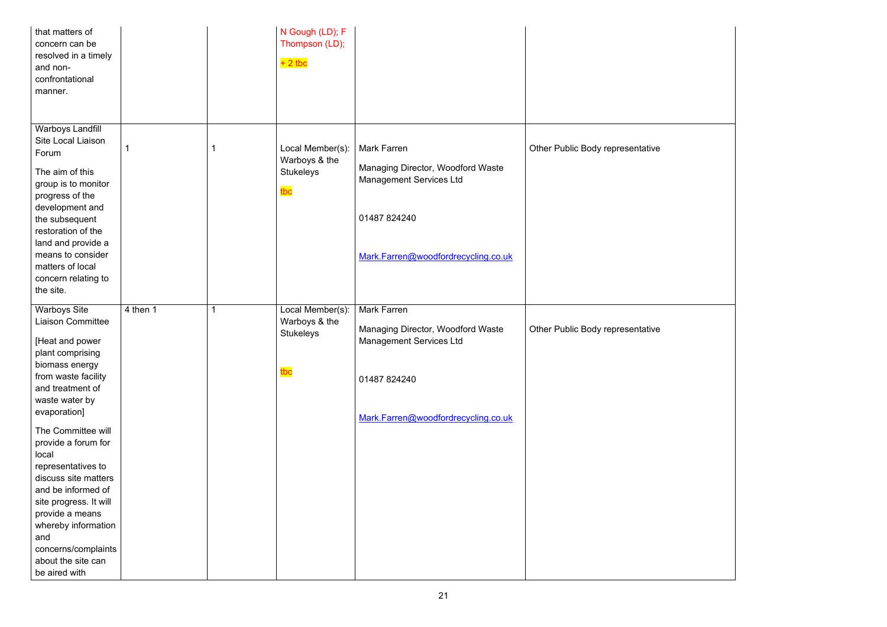| | | | | | |
|---|---|---|---|---|---|
| that matters of concern can be resolved in a timely and non-confrontational manner. | | | N Gough (LD); F Thompson (LD); + 2 tbc | | |
| Warboys Landfill Site Local Liaison Forum<br><br>The aim of this group is to monitor progress of the development and the subsequent restoration of the land and provide a means to consider matters of local concern relating to the site. | 1 | 1 | Local Member(s): Warboys & the Stukeleys<br><br>tbc | Mark Farren<br><br>Managing Director, Woodford Waste Management Services Ltd<br><br>01487 824240<br><br>Mark.Farren@woodfordrecycling.co.uk | Other Public Body representative |
| Warboys Site Liaison Committee<br><br>[Heat and power plant comprising biomass energy from waste facility and treatment of waste water by evaporation]<br><br>The Committee will provide a forum for local representatives to discuss site matters and be informed of site progress. It will provide a means whereby information and concerns/complaints about the site can be aired with | 4 then 1 | 1 | Local Member(s): Warboys & the Stukeleys<br><br>tbc | Mark Farren<br><br>Managing Director, Woodford Waste Management Services Ltd<br><br>01487 824240<br><br>Mark.Farren@woodfordrecycling.co.uk | Other Public Body representative |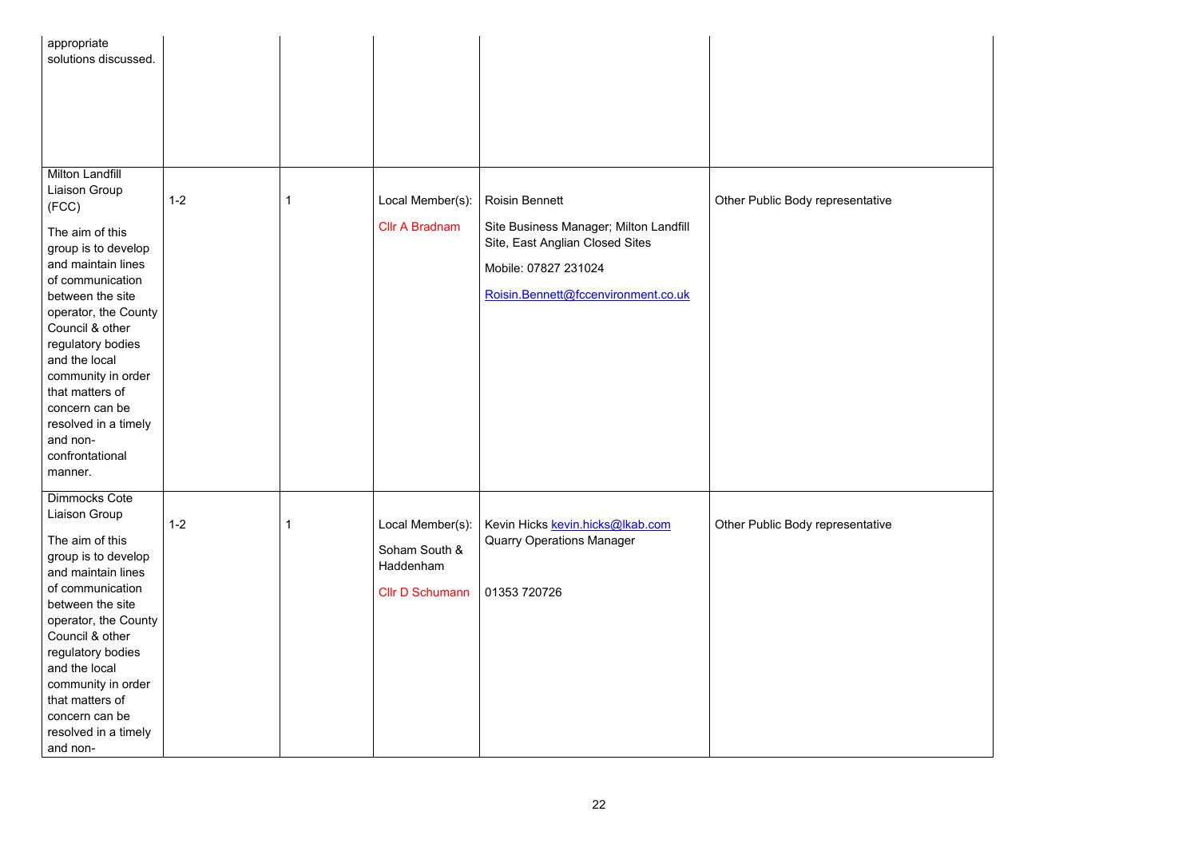| | | | | | |
|---|---|---|---|---|---|
| appropriate solutions discussed. | | | | | |
| Milton Landfill Liaison Group (FCC)<br><br>The aim of this group is to develop and maintain lines of communication between the site operator, the County Council & other regulatory bodies and the local community in order that matters of concern can be resolved in a timely and non-confrontational manner. | 1-2 | 1 | Local Member(s):<br><br>Cllr A Bradnam | Roisin Bennett<br><br>Site Business Manager; Milton Landfill Site, East Anglian Closed Sites<br><br>Mobile: 07827 231024<br><br>Roisin.Bennett@fccenvironment.co.uk | Other Public Body representative |
| Dimmocks Cote Liaison Group<br><br>The aim of this group is to develop and maintain lines of communication between the site operator, the County Council & other regulatory bodies and the local community in order that matters of concern can be resolved in a timely and non- | 1-2 | 1 | Local Member(s):<br><br>Soham South & Haddenham<br><br>Cllr D Schumann | Kevin Hicks kevin.hicks@lkab.com<br>Quarry Operations Manager<br><br>01353 720726 | Other Public Body representative |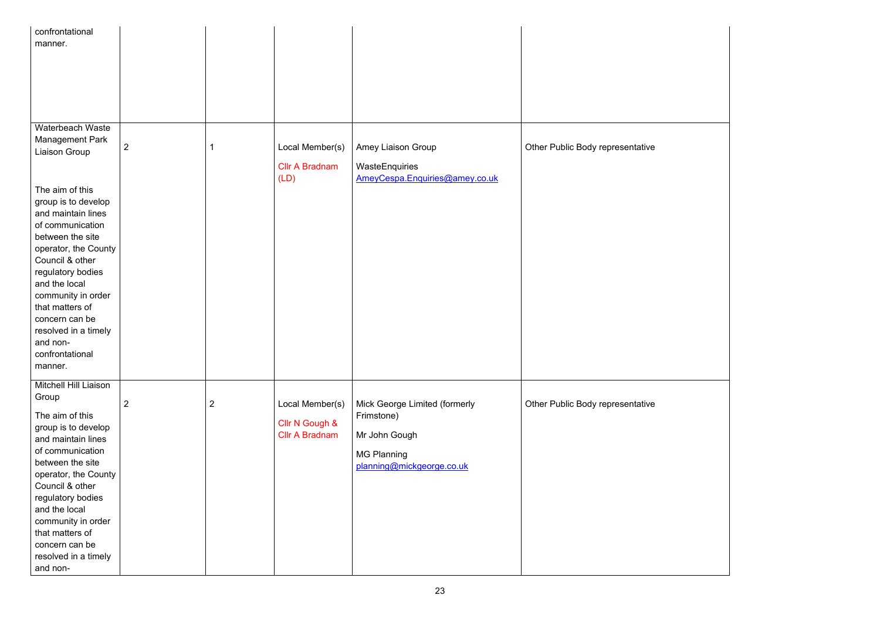| | | | | | |
|---|---|---|---|---|---|
| confrontational manner. | | | | | |
| Waterbeach Waste Management Park Liaison Group<br><br>The aim of this group is to develop and maintain lines of communication between the site operator, the County Council & other regulatory bodies and the local community in order that matters of concern can be resolved in a timely and non-confrontational manner. | 2 | 1 | Local Member(s)<br><br>Cllr A Bradnam (LD) | Amey Liaison Group<br><br>WasteEnquiries<br>AmeyCespa.Enquiries@amey.co.uk | Other Public Body representative |
| Mitchell Hill Liaison Group<br><br>The aim of this group is to develop and maintain lines of communication between the site operator, the County Council & other regulatory bodies and the local community in order that matters of concern can be resolved in a timely and non- | 2 | 2 | Local Member(s)<br><br>Cllr N Gough & Cllr A Bradnam | Mick George Limited (formerly Frimstone)<br><br>Mr John Gough<br><br>MG Planning<br>planning@mickgeorge.co.uk | Other Public Body representative |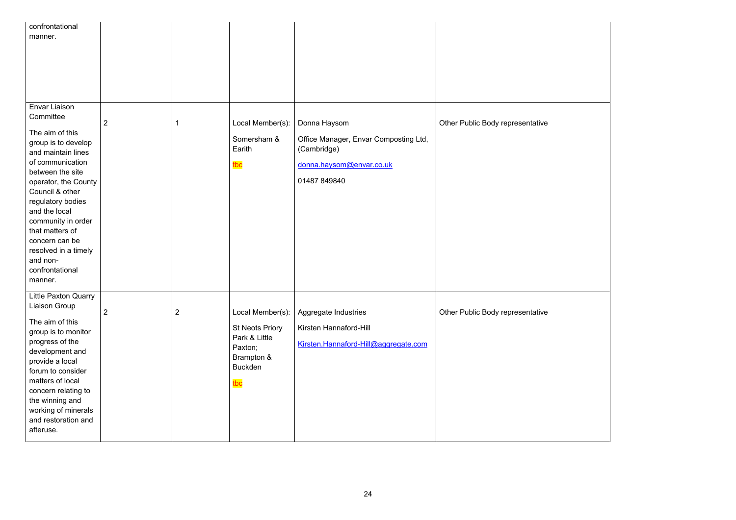| | | | | | |
|---|---|---|---|---|---|
| confrontational manner. | | | | | |
| Envar Liaison Committee<br><br>The aim of this group is to develop and maintain lines of communication between the site operator, the County Council & other regulatory bodies and the local community in order that matters of concern can be resolved in a timely and non-confrontational manner. | 2 | 1 | Local Member(s):<br><br>Somersham & Earith<br><br>tbc | Donna Haysom<br><br>Office Manager, Envar Composting Ltd, (Cambridge)<br><br>donna.haysom@envar.co.uk<br><br>01487 849840 | Other Public Body representative |
| Little Paxton Quarry Liaison Group<br><br>The aim of this group is to monitor progress of the development and provide a local forum to consider matters of local concern relating to the winning and working of minerals and restoration and afteruse. | 2 | 2 | Local Member(s):<br><br>St Neots Priory Park & Little Paxton;<br>Brampton & Buckden<br><br>tbc | Aggregate Industries<br><br>Kirsten Hannaford-Hill<br><br>Kirsten.Hannaford-Hill@aggregate.com | Other Public Body representative |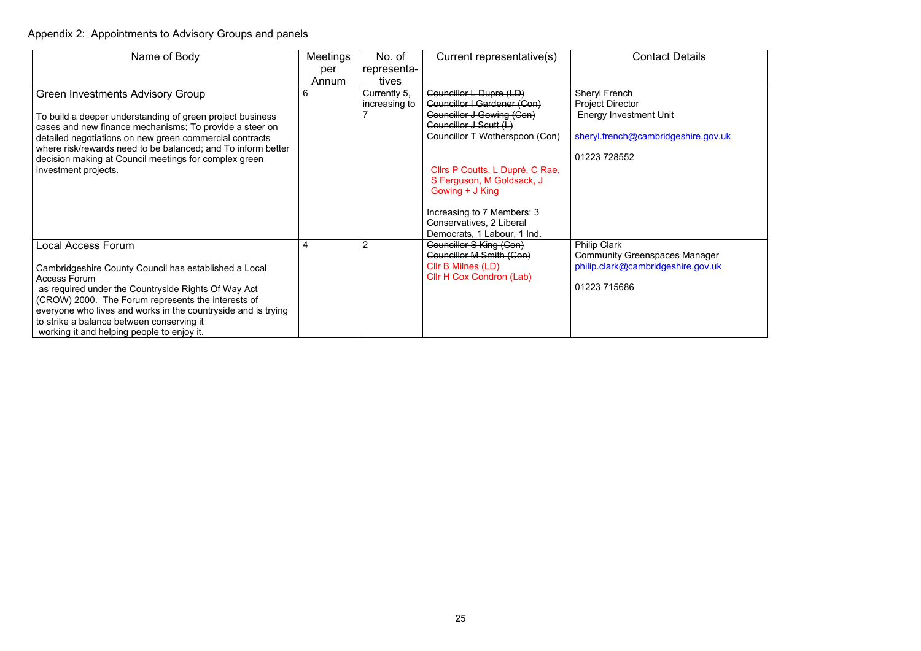Appendix 2: Appointments to Advisory Groups and panels

| Name of Body | Meetings per Annum | No. of representa-tives | Current representative(s) | Contact Details |
|---|---|---|---|---|
| Green Investments Advisory Group<br><br>To build a deeper understanding of green project business cases and new finance mechanisms; To provide a steer on detailed negotiations on new green commercial contracts where risk/rewards need to be balanced; and To inform better decision making at Council meetings for complex green investment projects. | 6 | Currently 5, increasing to 7 | ~~Councillor L Dupre (LD)~~<br>~~Councillor I Gardener (Con)~~<br>~~Councillor J Gowing (Con)~~<br>~~Councillor J Scutt (L)~~<br>~~Councillor T Wotherspoon (Con)~~<br><br>Cllrs P Coutts, L Dupré, C Rae, S Ferguson, M Goldsack, J Gowing + J King<br><br>Increasing to 7 Members: 3 Conservatives, 2 Liberal Democrats, 1 Labour, 1 Ind. | Sheryl French<br>Project Director<br>Energy Investment Unit<br><br>sheryl.french@cambridgeshire.gov.uk<br><br>01223 728552 |
| Local Access Forum<br><br>Cambridgeshire County Council has established a Local Access Forum as required under the Countryside Rights Of Way Act (CROW) 2000. The Forum represents the interests of everyone who lives and works in the countryside and is trying to strike a balance between conserving it working it and helping people to enjoy it. | 4 | 2 | ~~Councillor S King (Con)~~<br>~~Councillor M Smith (Con)~~<br>Cllr B Milnes (LD)<br>Cllr H Cox Condron (Lab) | Philip Clark<br>Community Greenspaces Manager<br>philip.clark@cambridgeshire.gov.uk<br><br>01223 715686 |